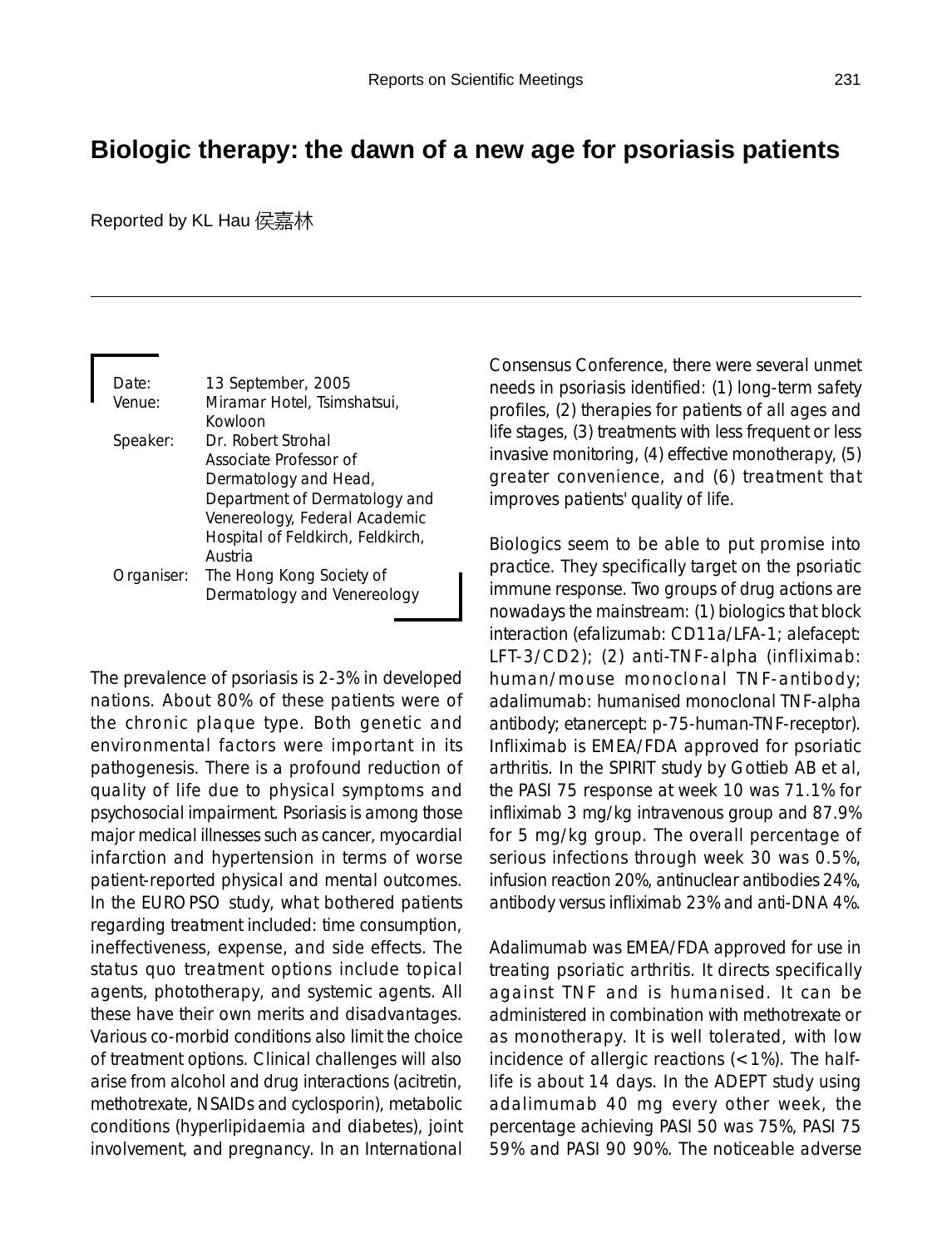# Biologic therapy: the dawn of a new age for psoriasis patients

Reported by KL Hau 侯嘉林

| | |
|---|---|
| Date: | 13 September, 2005 |
| Venue: | Miramar Hotel, Tsimshatsui, Kowloon |
| Speaker: | Dr. Robert Strohal<br>Associate Professor of Dermatology and Head, Department of Dermatology and Venereology, Federal Academic Hospital of Feldkirch, Feldkirch, Austria |
| Organiser: | The Hong Kong Society of Dermatology and Venereology |

The prevalence of psoriasis is 2-3% in developed nations. About 80% of these patients were of the chronic plaque type. Both genetic and environmental factors were important in its pathogenesis. There is a profound reduction of quality of life due to physical symptoms and psychosocial impairment. Psoriasis is among those major medical illnesses such as cancer, myocardial infarction and hypertension in terms of worse patient-reported physical and mental outcomes. In the EUROPSO study, what bothered patients regarding treatment included: time consumption, ineffectiveness, expense, and side effects. The status quo treatment options include topical agents, phototherapy, and systemic agents. All these have their own merits and disadvantages. Various co-morbid conditions also limit the choice of treatment options. Clinical challenges will also arise from alcohol and drug interactions (acitretin, methotrexate, NSAIDs and cyclosporin), metabolic conditions (hyperlipidaemia and diabetes), joint involvement, and pregnancy. In an International Consensus Conference, there were several unmet needs in psoriasis identified: (1) long-term safety profiles, (2) therapies for patients of all ages and life stages, (3) treatments with less frequent or less invasive monitoring, (4) effective monotherapy, (5) greater convenience, and (6) treatment that improves patients' quality of life.

Biologics seem to be able to put promise into practice. They specifically target on the psoriatic immune response. Two groups of drug actions are nowadays the mainstream: (1) biologics that block interaction (efalizumab: CD11a/LFA-1; alefacept: LFT-3/CD2); (2) anti-TNF-alpha (infliximab: human/mouse monoclonal TNF-antibody; adalimumab: humanised monoclonal TNF-alpha antibody; etanercept: p-75-human-TNF-receptor). Infliximab is EMEA/FDA approved for psoriatic arthritis. In the SPIRIT study by Gottieb AB et al, the PASI 75 response at week 10 was 71.1% for infliximab 3 mg/kg intravenous group and 87.9% for 5 mg/kg group. The overall percentage of serious infections through week 30 was 0.5%, infusion reaction 20%, antinuclear antibodies 24%, antibody versus infliximab 23% and anti-DNA 4%.

Adalimumab was EMEA/FDA approved for use in treating psoriatic arthritis. It directs specifically against TNF and is humanised. It can be administered in combination with methotrexate or as monotherapy. It is well tolerated, with low incidence of allergic reactions (<1%). The half-life is about 14 days. In the ADEPT study using adalimumab 40 mg every other week, the percentage achieving PASI 50 was 75%, PASI 75 59% and PASI 90 90%. The noticeable adverse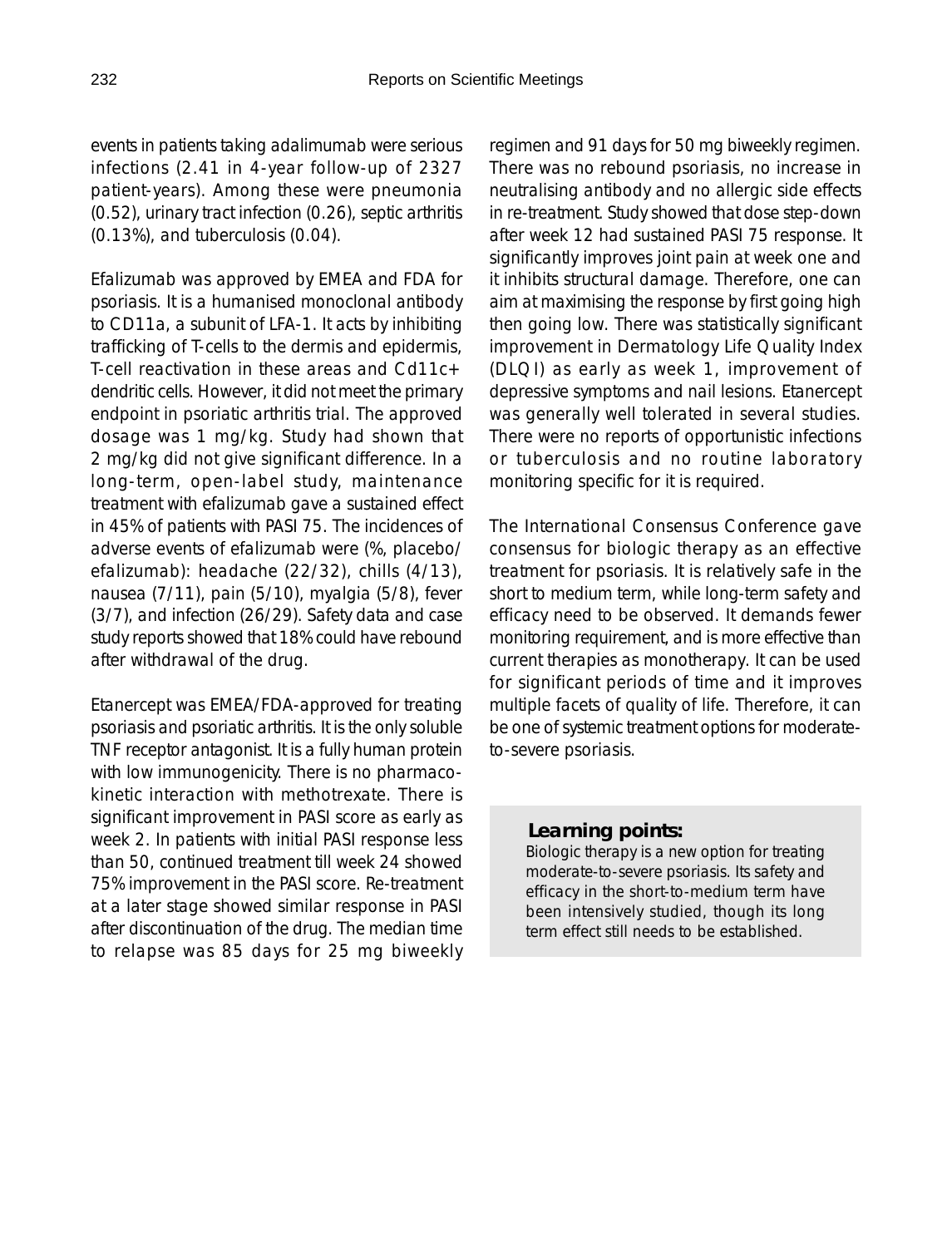events in patients taking adalimumab were serious infections (2.41 in 4-year follow-up of 2327 patient-years). Among these were pneumonia (0.52), urinary tract infection (0.26), septic arthritis (0.13%), and tuberculosis (0.04).

Efalizumab was approved by EMEA and FDA for psoriasis. It is a humanised monoclonal antibody to CD11a, a subunit of LFA-1. It acts by inhibiting trafficking of T-cells to the dermis and epidermis, T-cell reactivation in these areas and Cd11c+ dendritic cells. However, it did not meet the primary endpoint in psoriatic arthritis trial. The approved dosage was 1 mg/kg. Study had shown that 2 mg/kg did not give significant difference. In a long-term, open-label study, maintenance treatment with efalizumab gave a sustained effect in 45% of patients with PASI 75. The incidences of adverse events of efalizumab were (%, placebo/efalizumab): headache (22/32), chills (4/13), nausea (7/11), pain (5/10), myalgia (5/8), fever (3/7), and infection (26/29). Safety data and case study reports showed that 18% could have rebound after withdrawal of the drug.

Etanercept was EMEA/FDA-approved for treating psoriasis and psoriatic arthritis. It is the only soluble TNF receptor antagonist. It is a fully human protein with low immunogenicity. There is no pharmacokinetic interaction with methotrexate. There is significant improvement in PASI score as early as week 2. In patients with initial PASI response less than 50, continued treatment till week 24 showed 75% improvement in the PASI score. Re-treatment at a later stage showed similar response in PASI after discontinuation of the drug. The median time to relapse was 85 days for 25 mg biweekly regimen and 91 days for 50 mg biweekly regimen. There was no rebound psoriasis, no increase in neutralising antibody and no allergic side effects in re-treatment. Study showed that dose step-down after week 12 had sustained PASI 75 response. It significantly improves joint pain at week one and it inhibits structural damage. Therefore, one can aim at maximising the response by first going high then going low. There was statistically significant improvement in Dermatology Life Quality Index (DLQI) as early as week 1, improvement of depressive symptoms and nail lesions. Etanercept was generally well tolerated in several studies. There were no reports of opportunistic infections or tuberculosis and no routine laboratory monitoring specific for it is required.

The International Consensus Conference gave consensus for biologic therapy as an effective treatment for psoriasis. It is relatively safe in the short to medium term, while long-term safety and efficacy need to be observed. It demands fewer monitoring requirement, and is more effective than current therapies as monotherapy. It can be used for significant periods of time and it improves multiple facets of quality of life. Therefore, it can be one of systemic treatment options for moderate-to-severe psoriasis.

**Learning points:**

Biologic therapy is a new option for treating moderate-to-severe psoriasis. Its safety and efficacy in the short-to-medium term have been intensively studied, though its long term effect still needs to be established.